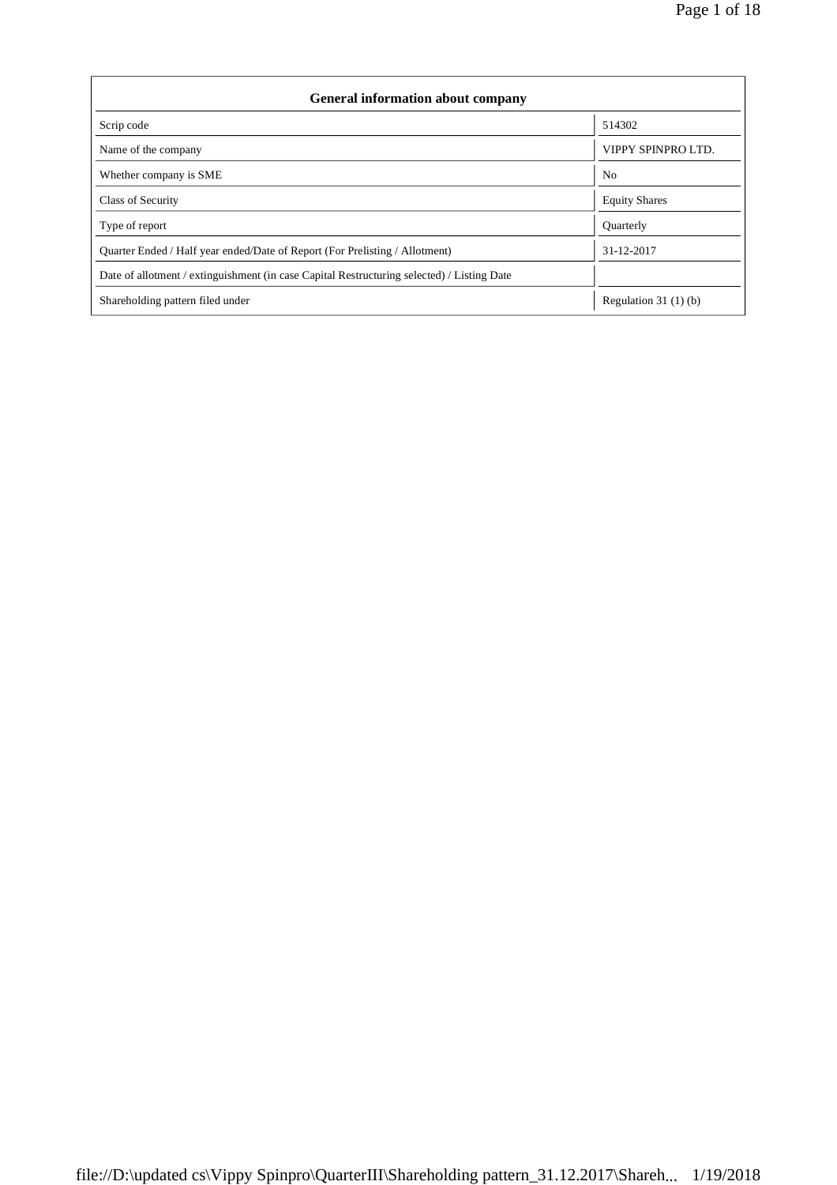| General information about company | |
|---|---|
| Scrip code | 514302 |
| Name of the company | VIPPY SPINPRO LTD. |
| Whether company is SME | No |
| Class of Security | Equity Shares |
| Type of report | Quarterly |
| Quarter Ended / Half year ended/Date of Report (For Prelisting / Allotment) | 31-12-2017 |
| Date of allotment / extinguishment (in case Capital Restructuring selected) / Listing Date | |
| Shareholding pattern filed under | Regulation 31 (1) (b) |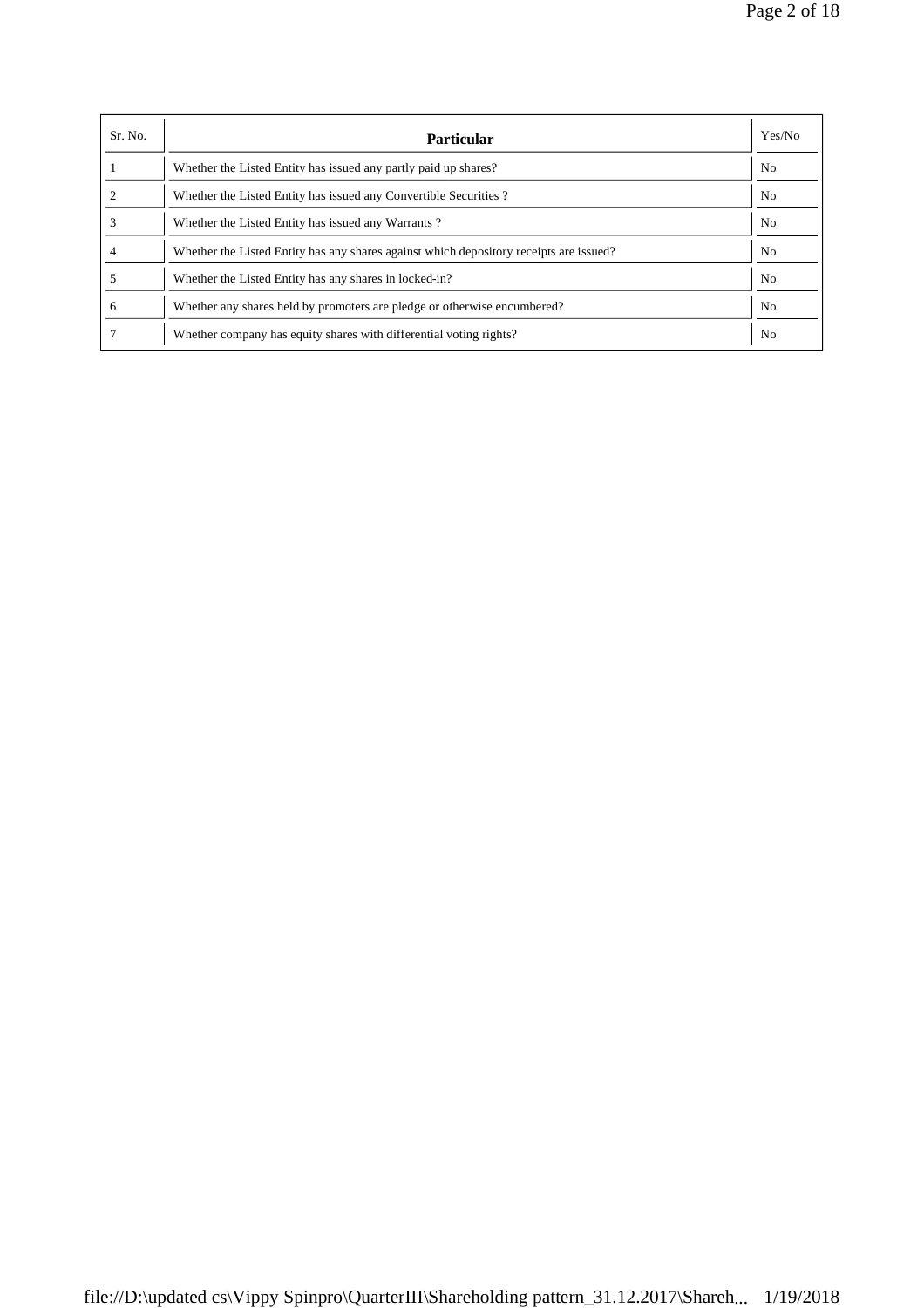| Sr. No. | Particular | Yes/No |
| --- | --- | --- |
| 1 | Whether the Listed Entity has issued any partly paid up shares? | No |
| 2 | Whether the Listed Entity has issued any Convertible Securities ? | No |
| 3 | Whether the Listed Entity has issued any Warrants ? | No |
| 4 | Whether the Listed Entity has any shares against which depository receipts are issued? | No |
| 5 | Whether the Listed Entity has any shares in locked-in? | No |
| 6 | Whether any shares held by promoters are pledge or otherwise encumbered? | No |
| 7 | Whether company has equity shares with differential voting rights? | No |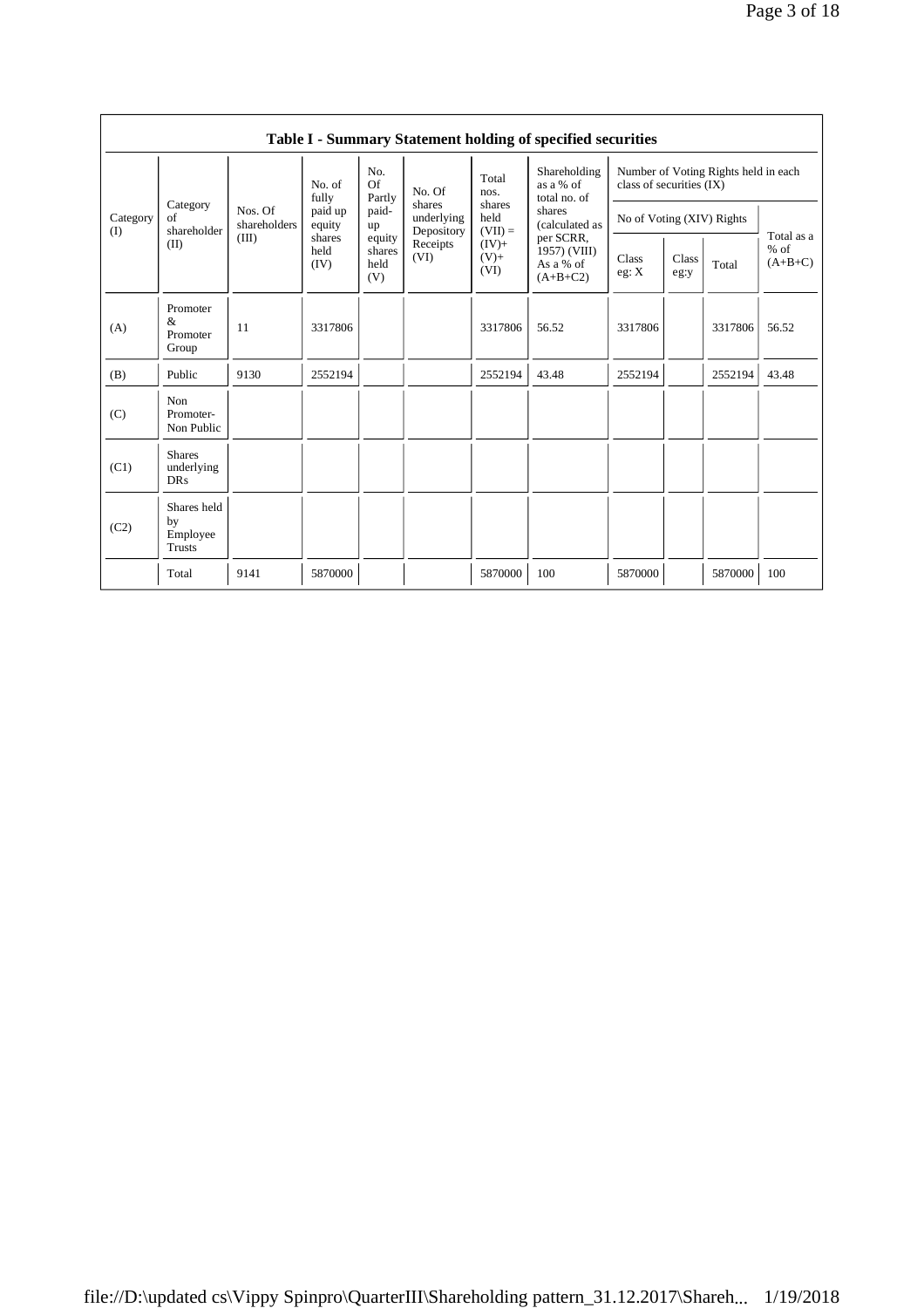**Table I - Summary Statement holding of specified securities**

| Category (I) | Category of shareholder (II) | Nos. Of shareholders (III) | No. of fully paid up equity shares held (IV) | No. Of Partly paid-up equity shares held (V) | No. Of shares underlying Depository Receipts (VI) | Total nos. shares held (VII) = (IV)+ (V)+ (VI) | Shareholding as a % of total no. of shares (calculated as per SCRR, 1957) (VIII) As a % of (A+B+C2) | Number of Voting Rights held in each class of securities (IX) | | | |
|---|---|---|---|---|---|---|---|---|---|---|---|
| | | | | | | | | No of Voting (XIV) Rights | | | Total as a % of (A+B+C) |
| | | | | | | | | Class eg: X | Class eg:y | Total | |
| (A) | Promoter & Promoter Group | 11 | 3317806 | | | 3317806 | 56.52 | 3317806 | | 3317806 | 56.52 |
| (B) | Public | 9130 | 2552194 | | | 2552194 | 43.48 | 2552194 | | 2552194 | 43.48 |
| (C) | Non Promoter- Non Public | | | | | | | | | | |
| (C1) | Shares underlying DRs | | | | | | | | | | |
| (C2) | Shares held by Employee Trusts | | | | | | | | | | |
| | Total | 9141 | 5870000 | | | 5870000 | 100 | 5870000 | | 5870000 | 100 |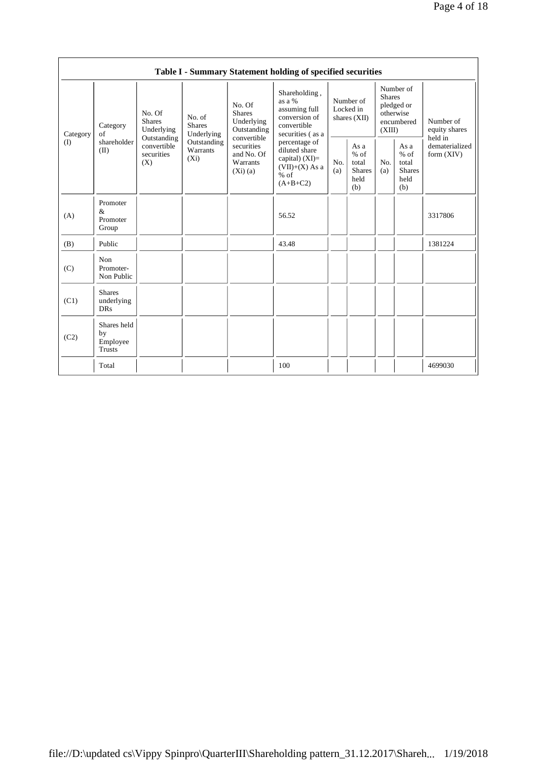**Table I - Summary Statement holding of specified securities**

| Category (I) | Category of shareholder (II) | No. Of Shares Underlying Outstanding convertible securities (X) | No. of Shares Underlying Outstanding Warrants (Xi) | No. Of Shares Underlying Outstanding convertible securities and No. Of Warrants (Xi) (a) | Shareholding , as a % assuming full conversion of convertible securities ( as a percentage of diluted share capital) (XI)= (VII)+(X) As a % of (A+B+C2) | Number of Locked in shares (XII) | | Number of Shares pledged or otherwise encumbered (XIII) | | Number of equity shares held in dematerialized form (XIV) |
|---|---|---|---|---|---|---|---|---|---|---|
| | | | | | | No. (a) | As a % of total Shares held (b) | No. (a) | As a % of total Shares held (b) | |
| (A) | Promoter & Promoter Group | | | | 56.52 | | | | | 3317806 |
| (B) | Public | | | | 43.48 | | | | | 1381224 |
| (C) | Non Promoter- Non Public | | | | | | | | | |
| (C1) | Shares underlying DRs | | | | | | | | | |
| (C2) | Shares held by Employee Trusts | | | | | | | | | |
| | Total | | | | 100 | | | | | 4699030 |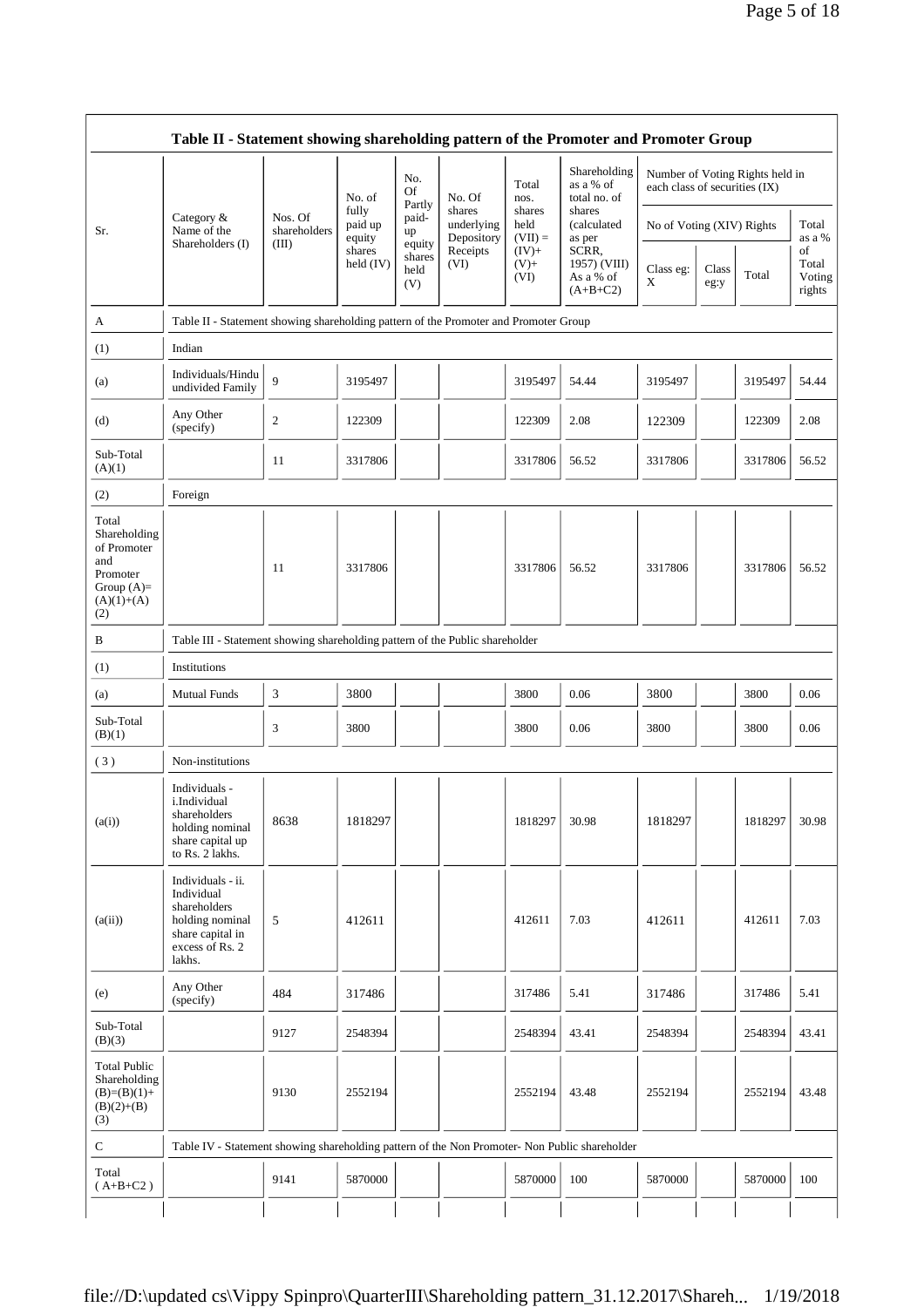| Table II - Statement showing shareholding pattern of the Promoter and Promoter Group | | | | | | | | | | | |
|---|---|---|---|---|---|---|---|---|---|---|---|
| Sr. | Category & Name of the Shareholders (I) | Nos. Of shareholders (III) | No. of fully paid up equity shares held (IV) | No. Of Partly paid-up equity shares held (V) | No. Of shares underlying Depository Receipts (VI) | Total nos. shares held (VII) = (IV)+ (V)+ (VI) | Shareholding as a % of total no. of shares (calculated as per SCRR, 1957) (VIII) As a % of (A+B+C2) | Number of Voting Rights held in each class of securities (IX) | | | |
| | | | | | | | | No of Voting (XIV) Rights | | | Total as a % of Total Voting rights |
| | | | | | | | | Class eg: X | Class eg:y | Total | |
| A | Table II - Statement showing shareholding pattern of the Promoter and Promoter Group | | | | | | | | | | |
| (1) | Indian | | | | | | | | | | |
| (a) | Individuals/Hindu undivided Family | 9 | 3195497 | | | 3195497 | 54.44 | 3195497 | | 3195497 | 54.44 |
| (d) | Any Other (specify) | 2 | 122309 | | | 122309 | 2.08 | 122309 | | 122309 | 2.08 |
| Sub-Total (A)(1) | | 11 | 3317806 | | | 3317806 | 56.52 | 3317806 | | 3317806 | 56.52 |
| (2) | Foreign | | | | | | | | | | |
| Total Shareholding of Promoter and Promoter Group (A)= (A)(1)+(A)(2) | | 11 | 3317806 | | | 3317806 | 56.52 | 3317806 | | 3317806 | 56.52 |
| B | Table III - Statement showing shareholding pattern of the Public shareholder | | | | | | | | | | |
| (1) | Institutions | | | | | | | | | | |
| (a) | Mutual Funds | 3 | 3800 | | | 3800 | 0.06 | 3800 | | 3800 | 0.06 |
| Sub-Total (B)(1) | | 3 | 3800 | | | 3800 | 0.06 | 3800 | | 3800 | 0.06 |
| ( 3 ) | Non-institutions | | | | | | | | | | |
| (a(i)) | Individuals - i.Individual shareholders holding nominal share capital up to Rs. 2 lakhs. | 8638 | 1818297 | | | 1818297 | 30.98 | 1818297 | | 1818297 | 30.98 |
| (a(ii)) | Individuals - ii. Individual shareholders holding nominal share capital in excess of Rs. 2 lakhs. | 5 | 412611 | | | 412611 | 7.03 | 412611 | | 412611 | 7.03 |
| (e) | Any Other (specify) | 484 | 317486 | | | 317486 | 5.41 | 317486 | | 317486 | 5.41 |
| Sub-Total (B)(3) | | 9127 | 2548394 | | | 2548394 | 43.41 | 2548394 | | 2548394 | 43.41 |
| Total Public Shareholding (B)=(B)(1)+(B)(2)+(B)(3) | | 9130 | 2552194 | | | 2552194 | 43.48 | 2552194 | | 2552194 | 43.48 |
| C | Table IV - Statement showing shareholding pattern of the Non Promoter- Non Public shareholder | | | | | | | | | | |
| Total ( A+B+C2 ) | | 9141 | 5870000 | | | 5870000 | 100 | 5870000 | | 5870000 | 100 |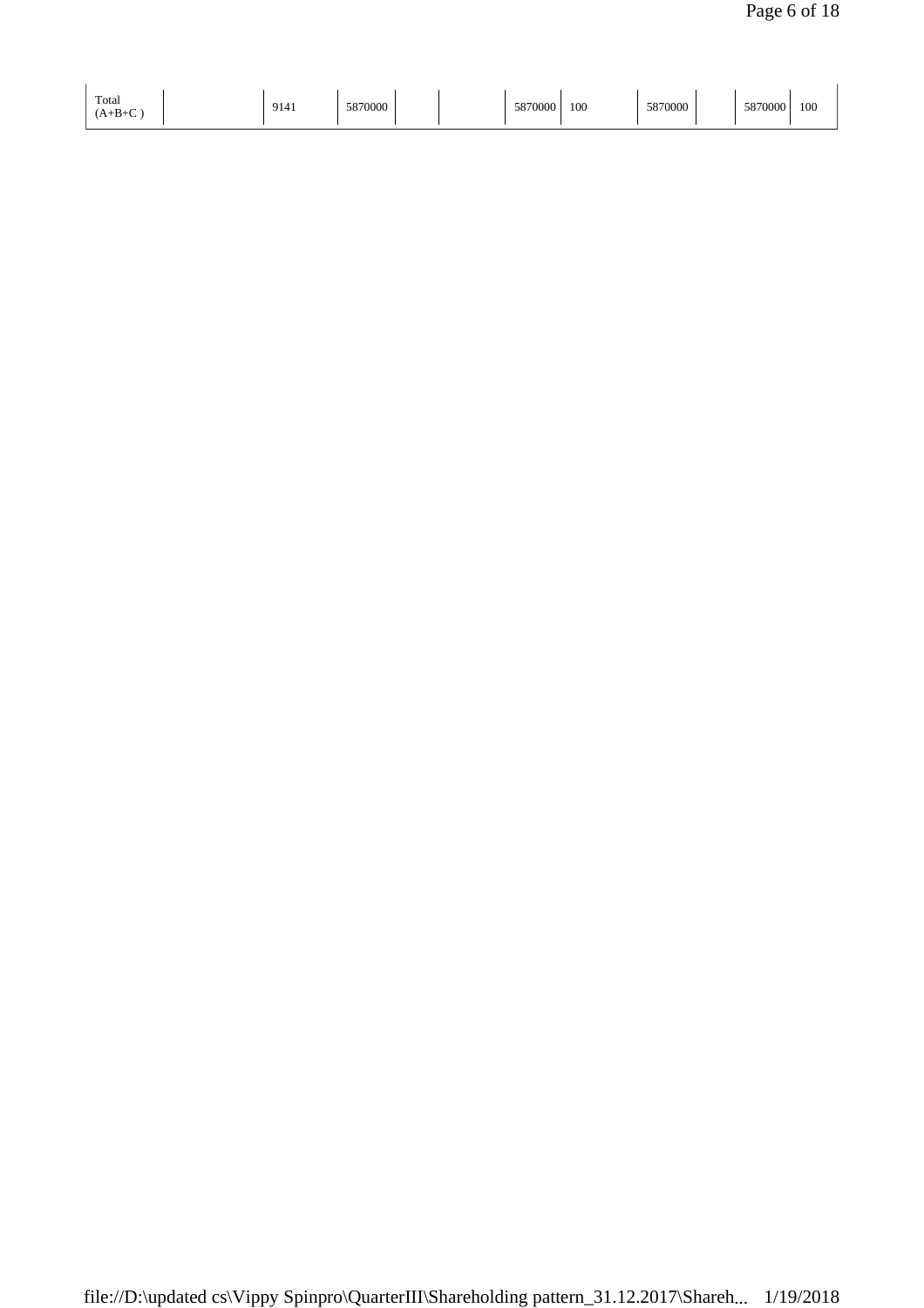| Total (A+B+C ) | | 9141 | 5870000 | | | 5870000 | 100 | 5870000 | | 5870000 | 100 |
|---|---|---|---|---|---|---|---|---|---|---|---|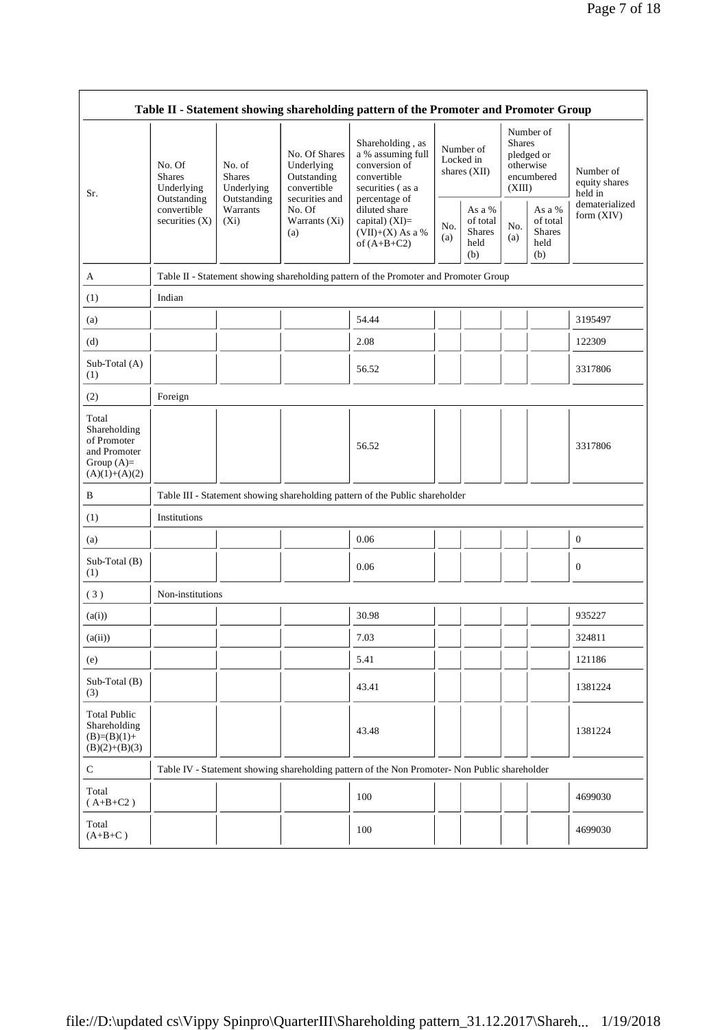| Table II - Statement showing shareholding pattern of the Promoter and Promoter Group | | | | | | | | | |
|---|---|---|---|---|---|---|---|---|---|
| Sr. | No. Of Shares Underlying Outstanding convertible securities (X) | No. of Shares Underlying Outstanding Warrants (Xi) | No. Of Shares Underlying Outstanding convertible securities and No. Of Warrants (Xi) (a) | Shareholding , as a % assuming full conversion of convertible securities ( as a percentage of diluted share capital) (XI)= (VII)+(X) As a % of (A+B+C2) | Number of Locked in shares (XII) | | Number of Shares pledged or otherwise encumbered (XIII) | | Number of equity shares held in dematerialized form (XIV) |
| | | | | | No. (a) | As a % of total Shares held (b) | No. (a) | As a % of total Shares held (b) | |
| A | Table II - Statement showing shareholding pattern of the Promoter and Promoter Group | | | | | | | | |
| (1) | Indian | | | | | | | | |
| (a) | | | | 54.44 | | | | | 3195497 |
| (d) | | | | 2.08 | | | | | 122309 |
| Sub-Total (A) (1) | | | | 56.52 | | | | | 3317806 |
| (2) | Foreign | | | | | | | | |
| Total Shareholding of Promoter and Promoter Group (A)= (A)(1)+(A)(2) | | | | 56.52 | | | | | 3317806 |
| B | Table III - Statement showing shareholding pattern of the Public shareholder | | | | | | | | |
| (1) | Institutions | | | | | | | | |
| (a) | | | | 0.06 | | | | | 0 |
| Sub-Total (B) (1) | | | | 0.06 | | | | | 0 |
| ( 3 ) | Non-institutions | | | | | | | | |
| (a(i)) | | | | 30.98 | | | | | 935227 |
| (a(ii)) | | | | 7.03 | | | | | 324811 |
| (e) | | | | 5.41 | | | | | 121186 |
| Sub-Total (B) (3) | | | | 43.41 | | | | | 1381224 |
| Total Public Shareholding (B)=(B)(1)+ (B)(2)+(B)(3) | | | | 43.48 | | | | | 1381224 |
| C | Table IV - Statement showing shareholding pattern of the Non Promoter- Non Public shareholder | | | | | | | | |
| Total ( A+B+C2 ) | | | | 100 | | | | | 4699030 |
| Total (A+B+C ) | | | | 100 | | | | | 4699030 |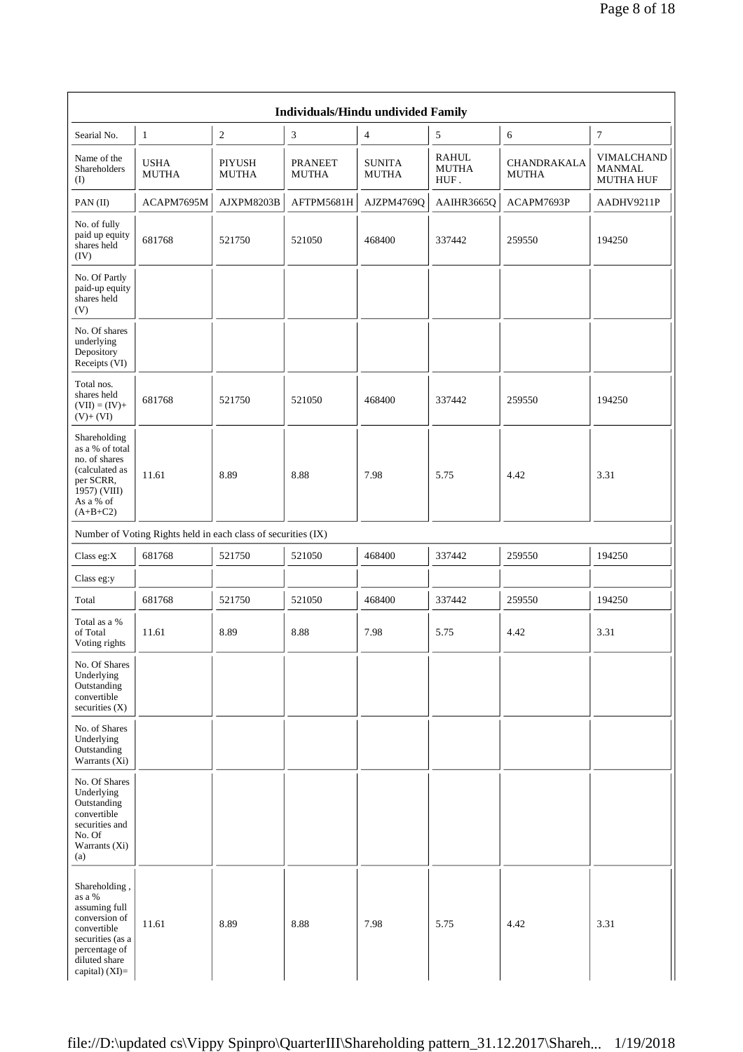| Individuals/Hindu undivided Family | | | | | | | |
|---|---|---|---|---|---|---|---|
| Searial No. | 1 | 2 | 3 | 4 | 5 | 6 | 7 |
| Name of the Shareholders (I) | USHA MUTHA | PIYUSH MUTHA | PRANEET MUTHA | SUNITA MUTHA | RAHUL MUTHA HUF . | CHANDRAKALA MUTHA | VIMALCHAND MANMAL MUTHA HUF |
| PAN (II) | ACAPM7695M | AJXPM8203B | AFTPM5681H | AJZPM4769Q | AAIHR3665Q | ACAPM7693P | AADHV9211P |
| No. of fully paid up equity shares held (IV) | 681768 | 521750 | 521050 | 468400 | 337442 | 259550 | 194250 |
| No. Of Partly paid-up equity shares held (V) | | | | | | | |
| No. Of shares underlying Depository Receipts (VI) | | | | | | | |
| Total nos. shares held (VII) = (IV)+ (V)+ (VI) | 681768 | 521750 | 521050 | 468400 | 337442 | 259550 | 194250 |
| Shareholding as a % of total no. of shares (calculated as per SCRR, 1957) (VIII) As a % of (A+B+C2) | 11.61 | 8.89 | 8.88 | 7.98 | 5.75 | 4.42 | 3.31 |
| Number of Voting Rights held in each class of securities (IX) | | | | | | | |
| Class eg:X | 681768 | 521750 | 521050 | 468400 | 337442 | 259550 | 194250 |
| Class eg:y | | | | | | | |
| Total | 681768 | 521750 | 521050 | 468400 | 337442 | 259550 | 194250 |
| Total as a % of Total Voting rights | 11.61 | 8.89 | 8.88 | 7.98 | 5.75 | 4.42 | 3.31 |
| No. Of Shares Underlying Outstanding convertible securities (X) | | | | | | | |
| No. of Shares Underlying Outstanding Warrants (Xi) | | | | | | | |
| No. Of Shares Underlying Outstanding convertible securities and No. Of Warrants (Xi) (a) | | | | | | | |
| Shareholding , as a % assuming full conversion of convertible securities (as a percentage of diluted share capital) (XI)= | 11.61 | 8.89 | 8.88 | 7.98 | 5.75 | 4.42 | 3.31 |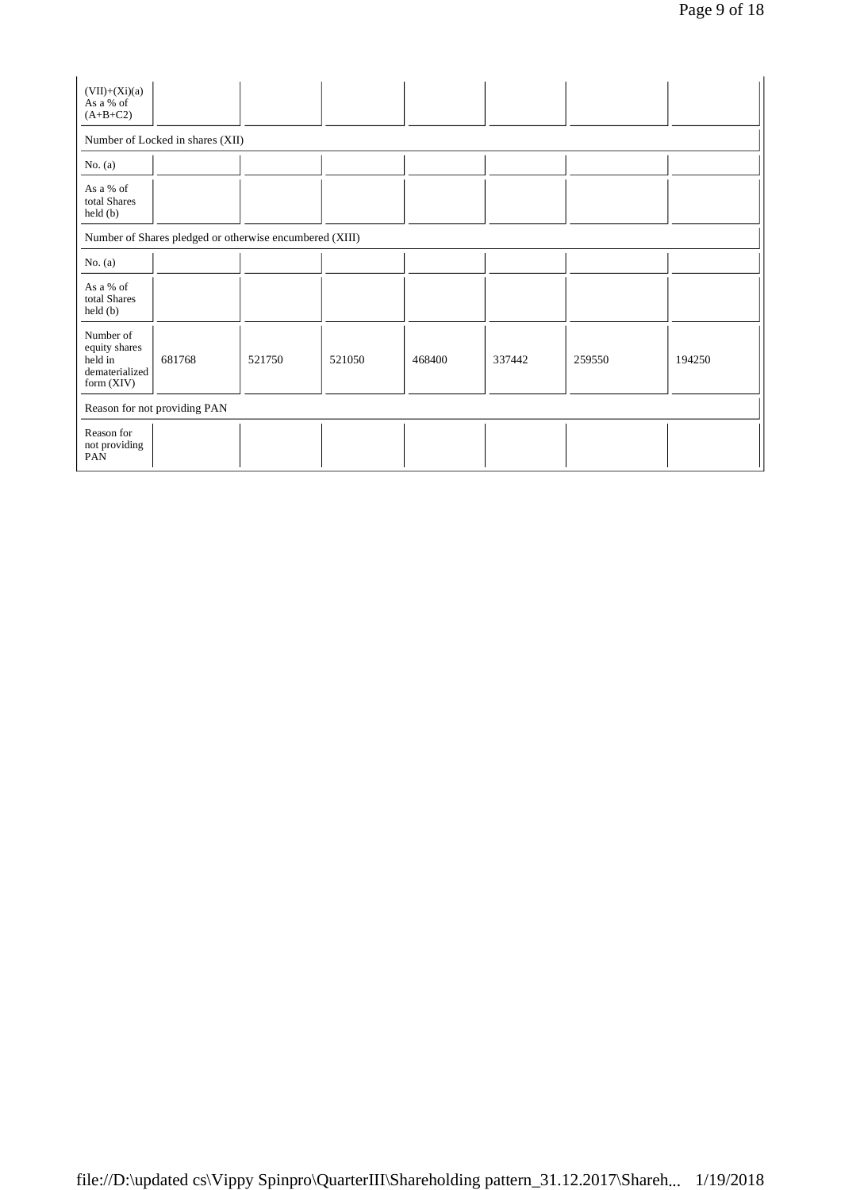| (VII)+(Xi)(a) As a % of (A+B+C2) | | | | | | | |
|---|---|---|---|---|---|---|---|
| Number of Locked in shares (XII) | | | | | | | |
| No. (a) | | | | | | | |
| As a % of total Shares held (b) | | | | | | | |
| Number of Shares pledged or otherwise encumbered (XIII) | | | | | | | |
| No. (a) | | | | | | | |
| As a % of total Shares held (b) | | | | | | | |
| Number of equity shares held in dematerialized form (XIV) | 681768 | 521750 | 521050 | 468400 | 337442 | 259550 | 194250 |
| Reason for not providing PAN | | | | | | | |
| Reason for not providing PAN | | | | | | | |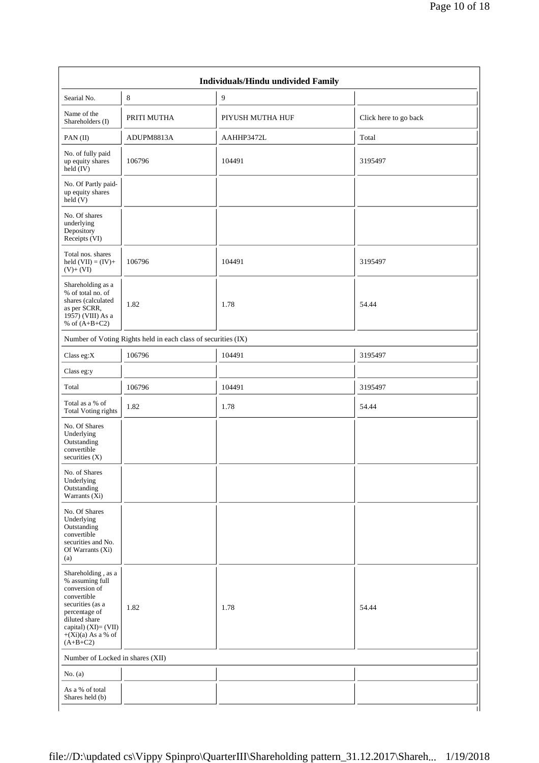| Individuals/Hindu undivided Family | | | |
|---|---|---|---|
| Searial No. | 8 | 9 | |
| Name of the Shareholders (I) | PRITI MUTHA | PIYUSH MUTHA HUF | Click here to go back |
| PAN (II) | ADUPM8813A | AAHHP3472L | Total |
| No. of fully paid up equity shares held (IV) | 106796 | 104491 | 3195497 |
| No. Of Partly paid-up equity shares held (V) | | | |
| No. Of shares underlying Depository Receipts (VI) | | | |
| Total nos. shares held (VII) = (IV)+ (V)+ (VI) | 106796 | 104491 | 3195497 |
| Shareholding as a % of total no. of shares (calculated as per SCRR, 1957) (VIII) As a % of (A+B+C2) | 1.82 | 1.78 | 54.44 |
| Number of Voting Rights held in each class of securities (IX) | | | |
| Class eg:X | 106796 | 104491 | 3195497 |
| Class eg:y | | | |
| Total | 106796 | 104491 | 3195497 |
| Total as a % of Total Voting rights | 1.82 | 1.78 | 54.44 |
| No. Of Shares Underlying Outstanding convertible securities (X) | | | |
| No. of Shares Underlying Outstanding Warrants (Xi) | | | |
| No. Of Shares Underlying Outstanding convertible securities and No. Of Warrants (Xi) (a) | | | |
| Shareholding , as a % assuming full conversion of convertible securities (as a percentage of diluted share capital) (XI)= (VII)+(Xi)(a) As a % of (A+B+C2) | 1.82 | 1.78 | 54.44 |
| Number of Locked in shares (XII) | | | |
| No. (a) | | | |
| As a % of total Shares held (b) | | | |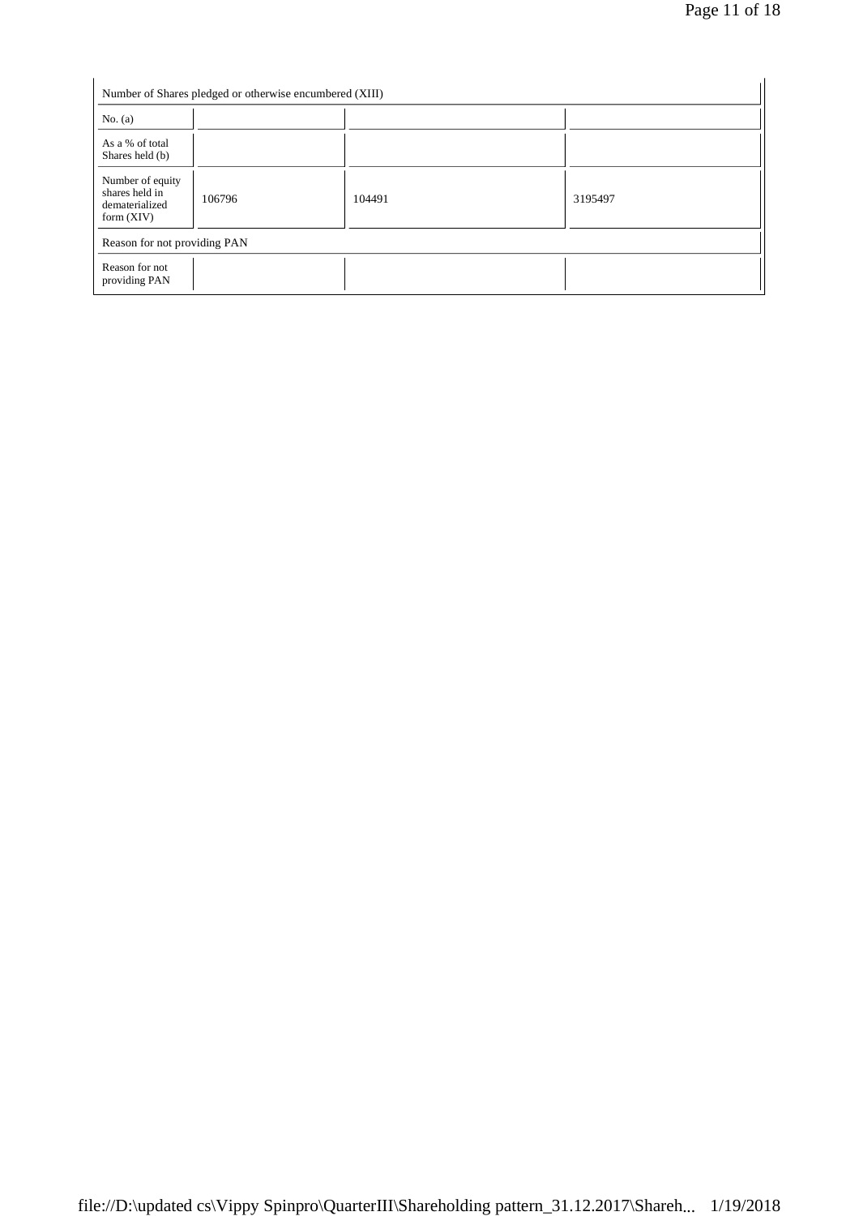| Number of Shares pledged or otherwise encumbered (XIII) | | | |
|---|---|---|---|
| No. (a) | | | |
| As a % of total Shares held (b) | | | |
| Number of equity shares held in dematerialized form (XIV) | 106796 | 104491 | 3195497 |
| Reason for not providing PAN | | | |
| Reason for not providing PAN | | | |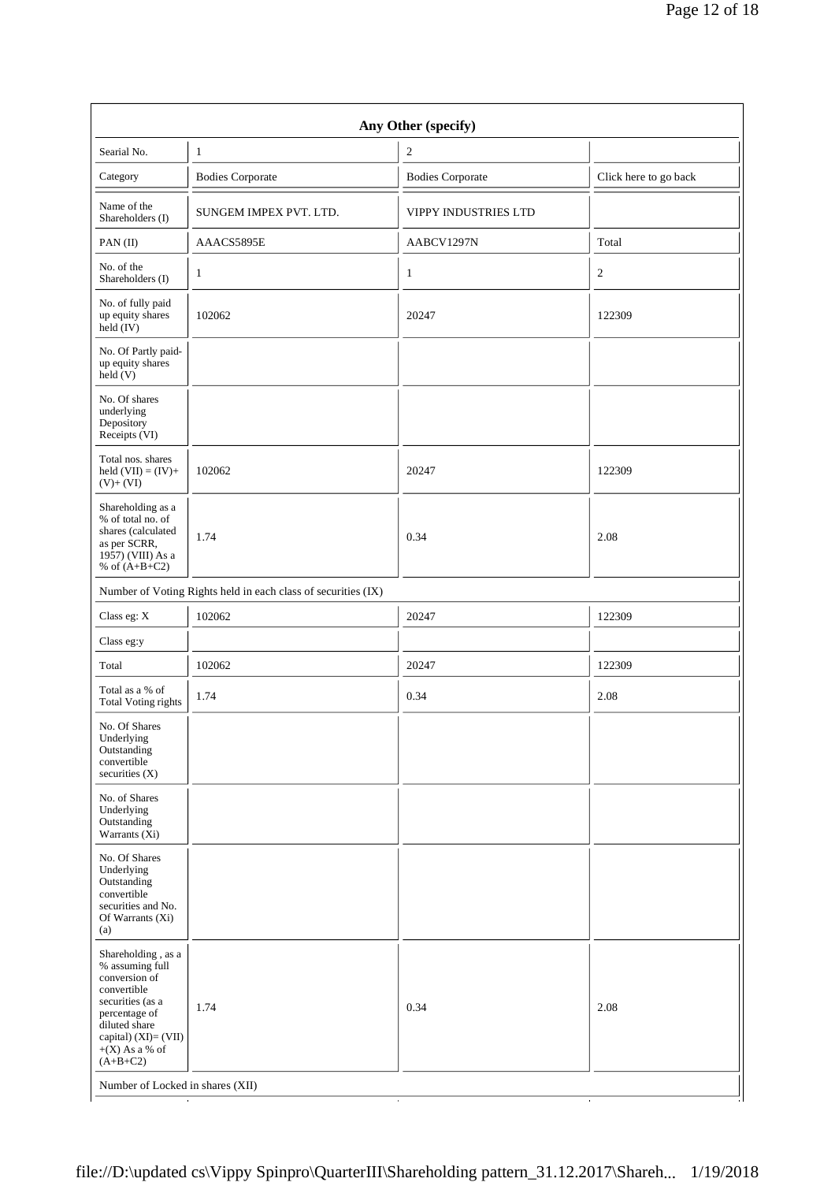| Any Other (specify) | | | |
|---|---|---|---|
| Searial No. | 1 | 2 | |
| Category | Bodies Corporate | Bodies Corporate | Click here to go back |
| Name of the Shareholders (I) | SUNGEM IMPEX PVT. LTD. | VIPPY INDUSTRIES LTD | |
| PAN (II) | AAACS5895E | AABCV1297N | Total |
| No. of the Shareholders (I) | 1 | 1 | 2 |
| No. of fully paid up equity shares held (IV) | 102062 | 20247 | 122309 |
| No. Of Partly paid-up equity shares held (V) | | | |
| No. Of shares underlying Depository Receipts (VI) | | | |
| Total nos. shares held (VII) = (IV)+ (V)+ (VI) | 102062 | 20247 | 122309 |
| Shareholding as a % of total no. of shares (calculated as per SCRR, 1957) (VIII) As a % of (A+B+C2) | 1.74 | 0.34 | 2.08 |
| Number of Voting Rights held in each class of securities (IX) | | | |
| Class eg: X | 102062 | 20247 | 122309 |
| Class eg:y | | | |
| Total | 102062 | 20247 | 122309 |
| Total as a % of Total Voting rights | 1.74 | 0.34 | 2.08 |
| No. Of Shares Underlying Outstanding convertible securities (X) | | | |
| No. of Shares Underlying Outstanding Warrants (Xi) | | | |
| No. Of Shares Underlying Outstanding convertible securities and No. Of Warrants (Xi) (a) | | | |
| Shareholding , as a % assuming full conversion of convertible securities (as a percentage of diluted share capital) (XI)= (VII) +(X) As a % of (A+B+C2) | 1.74 | 0.34 | 2.08 |
| Number of Locked in shares (XII) | | | |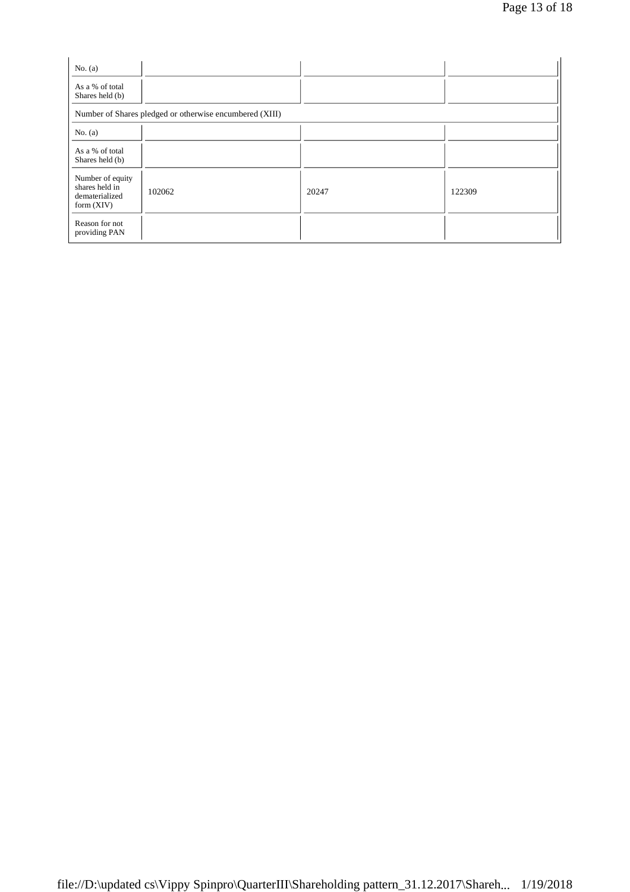| | | | |
|---|---|---|---|
| No. (a) | | | |
| As a % of total Shares held (b) | | | |
| Number of Shares pledged or otherwise encumbered (XIII) | | | |
| No. (a) | | | |
| As a % of total Shares held (b) | | | |
| Number of equity shares held in dematerialized form (XIV) | 102062 | 20247 | 122309 |
| Reason for not providing PAN | | | |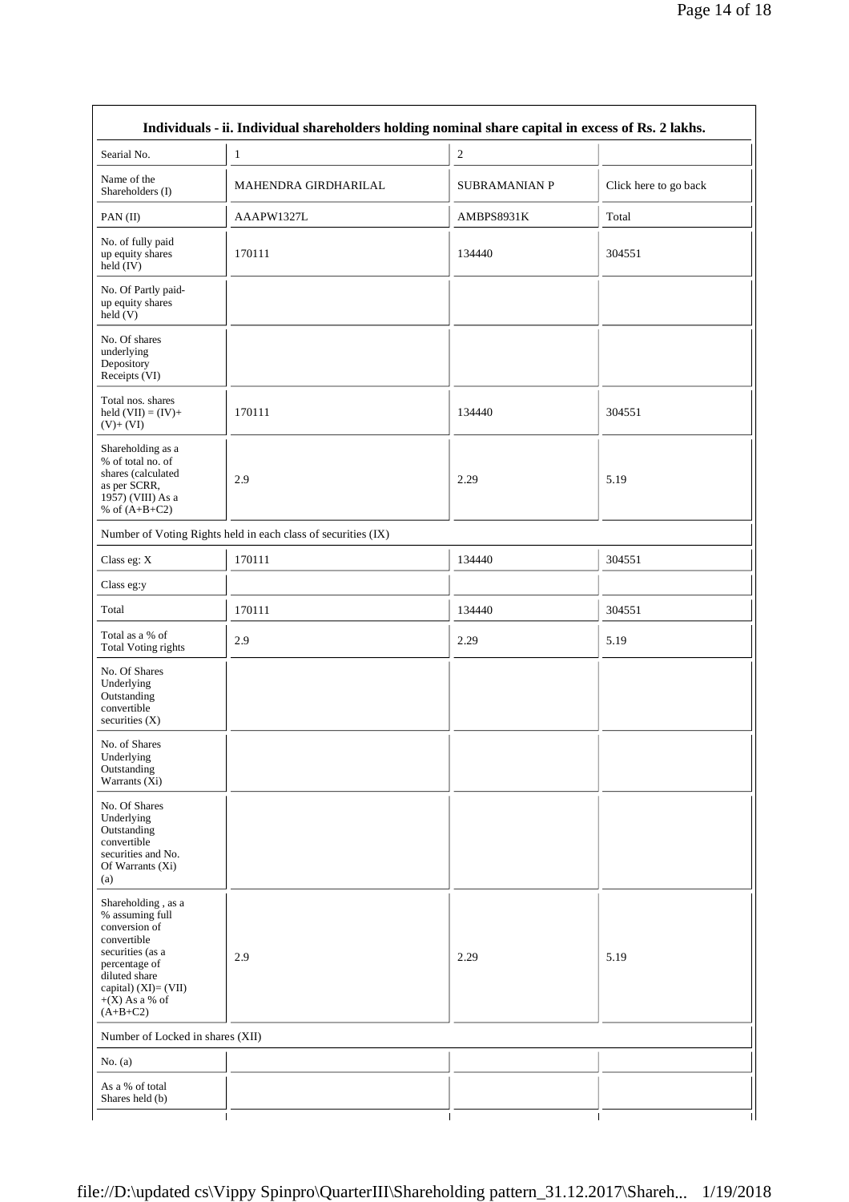| Individuals - ii. Individual shareholders holding nominal share capital in excess of Rs. 2 lakhs. | | | |
|---|---|---|---|
| Searial No. | 1 | 2 | |
| Name of the Shareholders (I) | MAHENDRA GIRDHARILAL | SUBRAMANIAN P | Click here to go back |
| PAN (II) | AAAPW1327L | AMBPS8931K | Total |
| No. of fully paid up equity shares held (IV) | 170111 | 134440 | 304551 |
| No. Of Partly paid-up equity shares held (V) | | | |
| No. Of shares underlying Depository Receipts (VI) | | | |
| Total nos. shares held (VII) = (IV)+(V)+ (VI) | 170111 | 134440 | 304551 |
| Shareholding as a % of total no. of shares (calculated as per SCRR, 1957) (VIII) As a % of (A+B+C2) | 2.9 | 2.29 | 5.19 |
| Number of Voting Rights held in each class of securities (IX) | | | |
| Class eg: X | 170111 | 134440 | 304551 |
| Class eg:y | | | |
| Total | 170111 | 134440 | 304551 |
| Total as a % of Total Voting rights | 2.9 | 2.29 | 5.19 |
| No. Of Shares Underlying Outstanding convertible securities (X) | | | |
| No. of Shares Underlying Outstanding Warrants (Xi) | | | |
| No. Of Shares Underlying Outstanding convertible securities and No. Of Warrants (Xi) (a) | | | |
| Shareholding , as a % assuming full conversion of convertible securities (as a percentage of diluted share capital) (XI)= (VII)+(X) As a % of (A+B+C2) | 2.9 | 2.29 | 5.19 |
| Number of Locked in shares (XII) | | | |
| No. (a) | | | |
| As a % of total Shares held (b) | | | |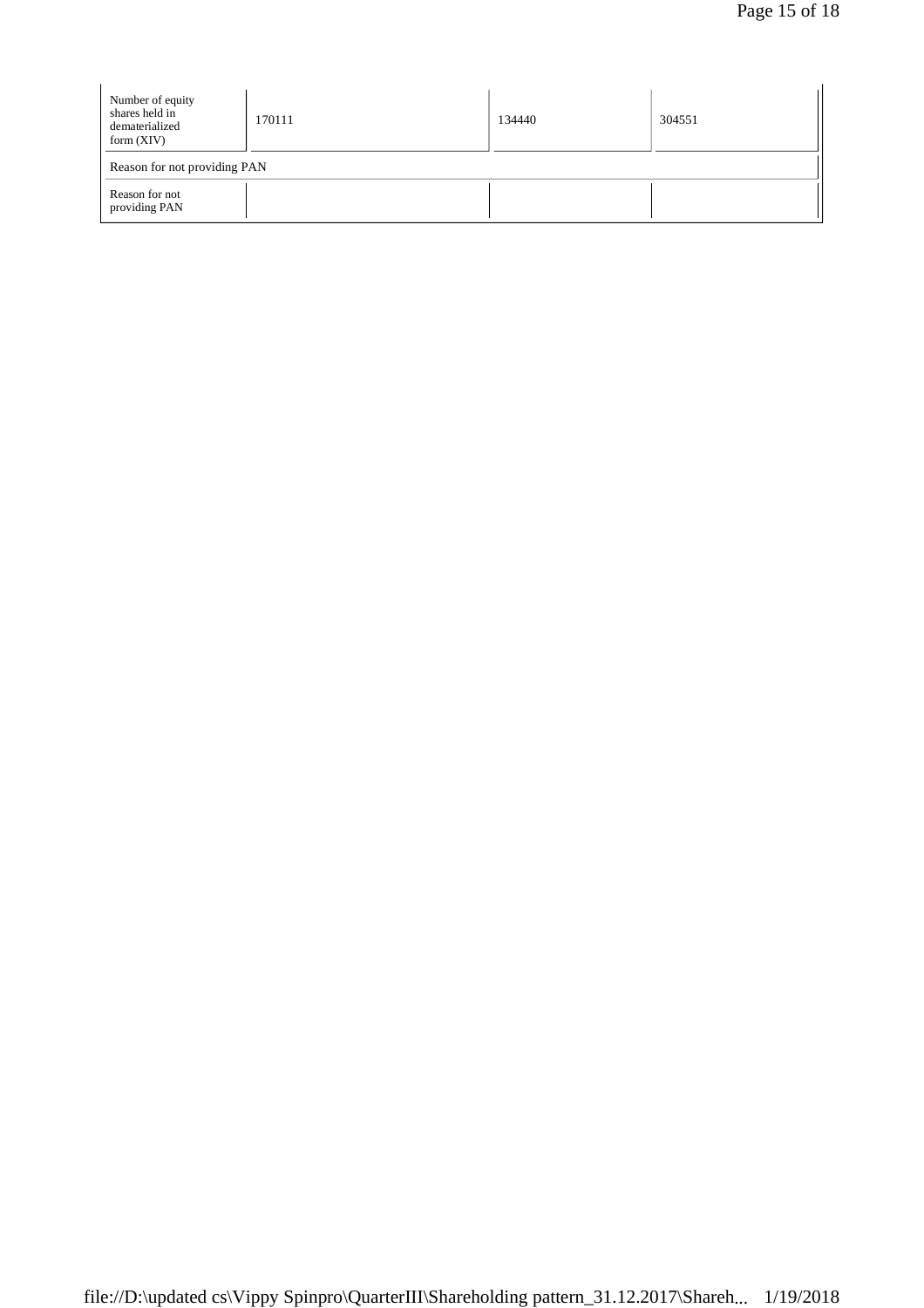| | | | |
|---|---|---|---|
| Number of equity shares held in dematerialized form (XIV) | 170111 | 134440 | 304551 |
| Reason for not providing PAN | | | |
| Reason for not providing PAN | | | |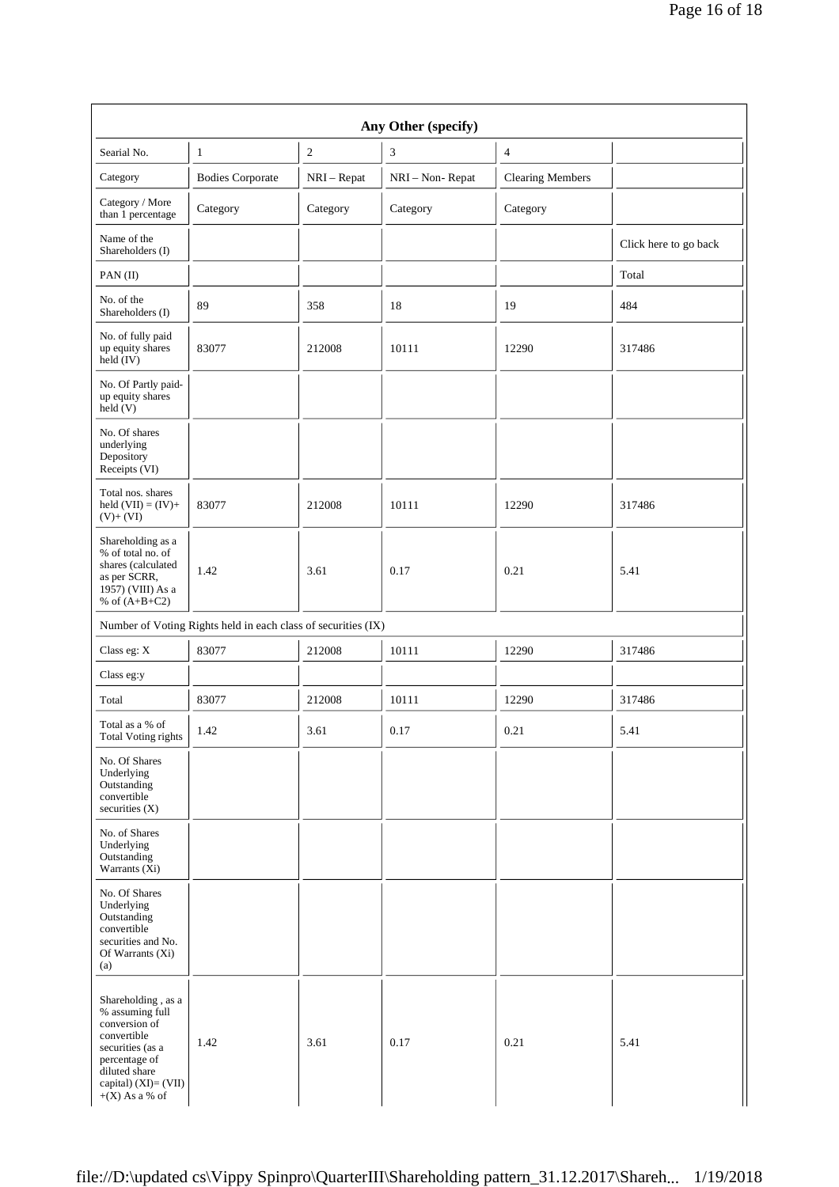| Any Other (specify) | | | | | |
|---|---|---|---|---|---|
| Searial No. | 1 | 2 | 3 | 4 | |
| Category | Bodies Corporate | NRI – Repat | NRI – Non- Repat | Clearing Members | |
| Category / More than 1 percentage | Category | Category | Category | Category | |
| Name of the Shareholders (I) | | | | | Click here to go back |
| PAN (II) | | | | | Total |
| No. of the Shareholders (I) | 89 | 358 | 18 | 19 | 484 |
| No. of fully paid up equity shares held (IV) | 83077 | 212008 | 10111 | 12290 | 317486 |
| No. Of Partly paid-up equity shares held (V) | | | | | |
| No. Of shares underlying Depository Receipts (VI) | | | | | |
| Total nos. shares held (VII) = (IV)+ (V)+ (VI) | 83077 | 212008 | 10111 | 12290 | 317486 |
| Shareholding as a % of total no. of shares (calculated as per SCRR, 1957) (VIII) As a % of (A+B+C2) | 1.42 | 3.61 | 0.17 | 0.21 | 5.41 |
| Number of Voting Rights held in each class of securities (IX) | | | | | |
| Class eg: X | 83077 | 212008 | 10111 | 12290 | 317486 |
| Class eg:y | | | | | |
| Total | 83077 | 212008 | 10111 | 12290 | 317486 |
| Total as a % of Total Voting rights | 1.42 | 3.61 | 0.17 | 0.21 | 5.41 |
| No. Of Shares Underlying Outstanding convertible securities (X) | | | | | |
| No. of Shares Underlying Outstanding Warrants (Xi) | | | | | |
| No. Of Shares Underlying Outstanding convertible securities and No. Of Warrants (Xi) (a) | | | | | |
| Shareholding , as a % assuming full conversion of convertible securities (as a percentage of diluted share capital) (XI)= (VII)+(X) As a % of | 1.42 | 3.61 | 0.17 | 0.21 | 5.41 |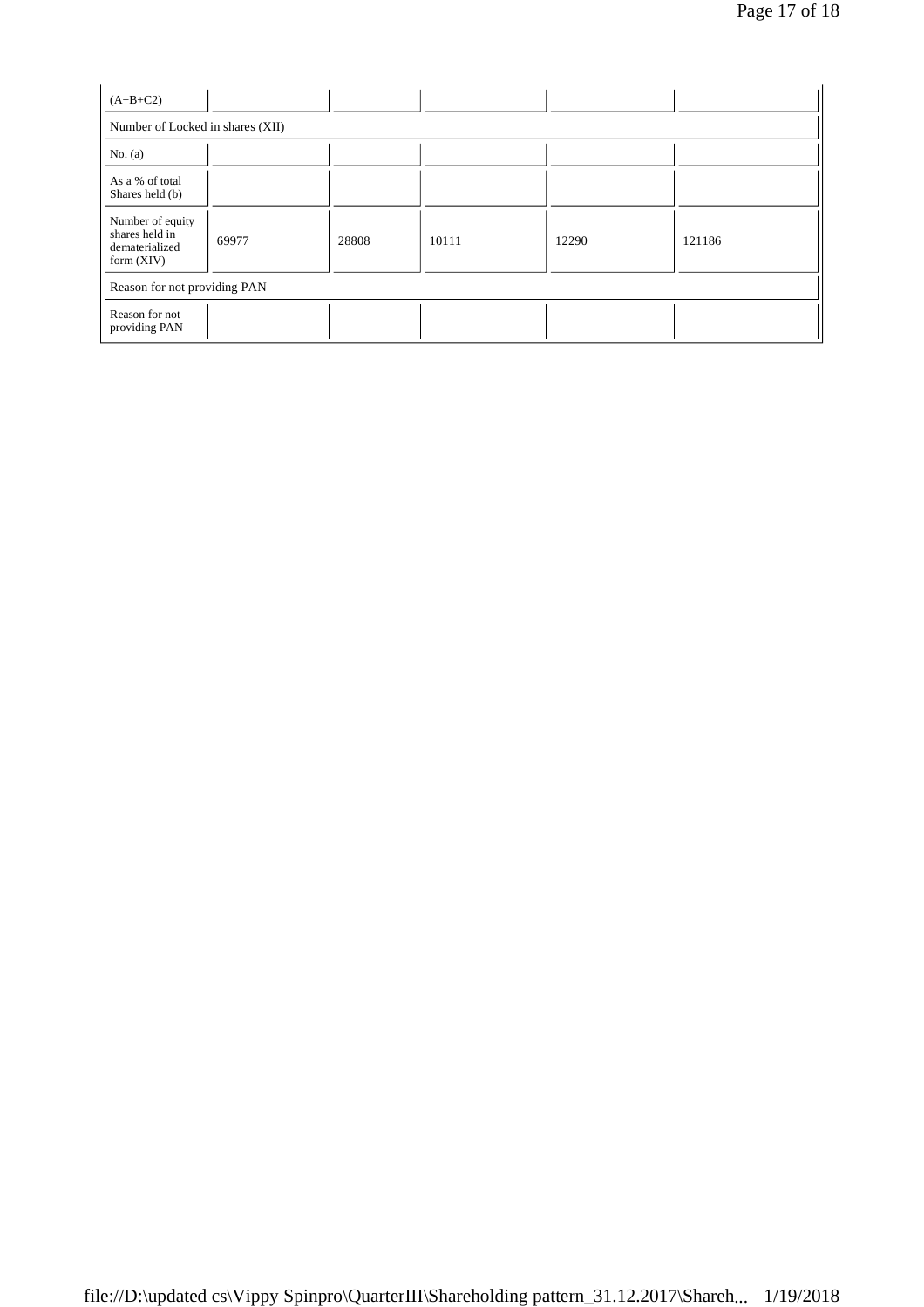| (A+B+C2) | | | | | |
|---|---|---|---|---|---|
| Number of Locked in shares (XII) | | | | | |
| No. (a) | | | | | |
| As a % of total Shares held (b) | | | | | |
| Number of equity shares held in dematerialized form (XIV) | 69977 | 28808 | 10111 | 12290 | 121186 |
| Reason for not providing PAN | | | | | |
| Reason for not providing PAN | | | | | |